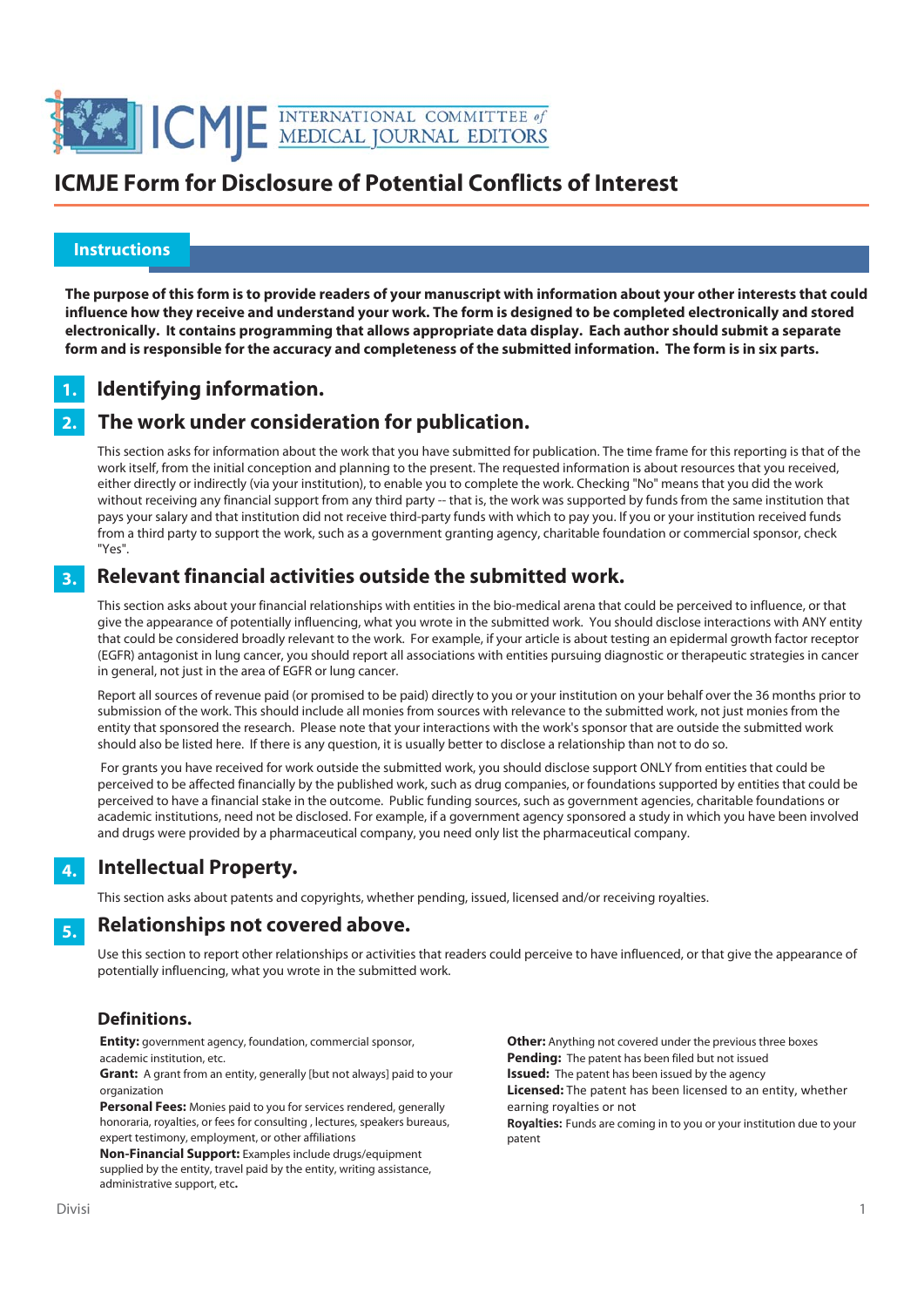# ICMJE Form for Disclosure of Potential Conflicts of Interest

## Instructions

**The purpose of this form is to provide readers of your manuscript with information about your other interests that could influence how they receive and understand your work. The form is designed to be completed electronically and stored electronically. It contains programming that allows appropriate data display. Each author should submit a separate form and is responsible for the accuracy and completeness of the submitted information. The form is in six parts.**

### 1. Identifying information.

### 2. The work under consideration for publication.

This section asks for information about the work that you have submitted for publication. The time frame for this reporting is that of the work itself, from the initial conception and planning to the present. The requested information is about resources that you received, either directly or indirectly (via your institution), to enable you to complete the work. Checking "No" means that you did the work without receiving any financial support from any third party -- that is, the work was supported by funds from the same institution that pays your salary and that institution did not receive third-party funds with which to pay you. If you or your institution received funds from a third party to support the work, such as a government granting agency, charitable foundation or commercial sponsor, check "Yes".

### 3. Relevant financial activities outside the submitted work.

This section asks about your financial relationships with entities in the bio-medical arena that could be perceived to influence, or that give the appearance of potentially influencing, what you wrote in the submitted work. You should disclose interactions with ANY entity that could be considered broadly relevant to the work. For example, if your article is about testing an epidermal growth factor receptor (EGFR) antagonist in lung cancer, you should report all associations with entities pursuing diagnostic or therapeutic strategies in cancer in general, not just in the area of EGFR or lung cancer.

Report all sources of revenue paid (or promised to be paid) directly to you or your institution on your behalf over the 36 months prior to submission of the work. This should include all monies from sources with relevance to the submitted work, not just monies from the entity that sponsored the research. Please note that your interactions with the work's sponsor that are outside the submitted work should also be listed here. If there is any question, it is usually better to disclose a relationship than not to do so.

For grants you have received for work outside the submitted work, you should disclose support ONLY from entities that could be perceived to be affected financially by the published work, such as drug companies, or foundations supported by entities that could be perceived to have a financial stake in the outcome. Public funding sources, such as government agencies, charitable foundations or academic institutions, need not be disclosed. For example, if a government agency sponsored a study in which you have been involved and drugs were provided by a pharmaceutical company, you need only list the pharmaceutical company.

### 4. Intellectual Property.

This section asks about patents and copyrights, whether pending, issued, licensed and/or receiving royalties.

### 5. Relationships not covered above.

Use this section to report other relationships or activities that readers could perceive to have influenced, or that give the appearance of potentially influencing, what you wrote in the submitted work.

### Definitions.

**Entity:** government agency, foundation, commercial sponsor, academic institution, etc.

**Grant:** A grant from an entity, generally [but not always] paid to your organization

**Personal Fees:** Monies paid to you for services rendered, generally honoraria, royalties, or fees for consulting , lectures, speakers bureaus, expert testimony, employment, or other affiliations

**Non-Financial Support:** Examples include drugs/equipment supplied by the entity, travel paid by the entity, writing assistance, administrative support, etc**.**

**Other:** Anything not covered under the previous three boxes

**Pending:** The patent has been filed but not issued

**Issued:** The patent has been issued by the agency

**Licensed:** The patent has been licensed to an entity, whether earning royalties or not

**Royalties:** Funds are coming in to you or your institution due to your patent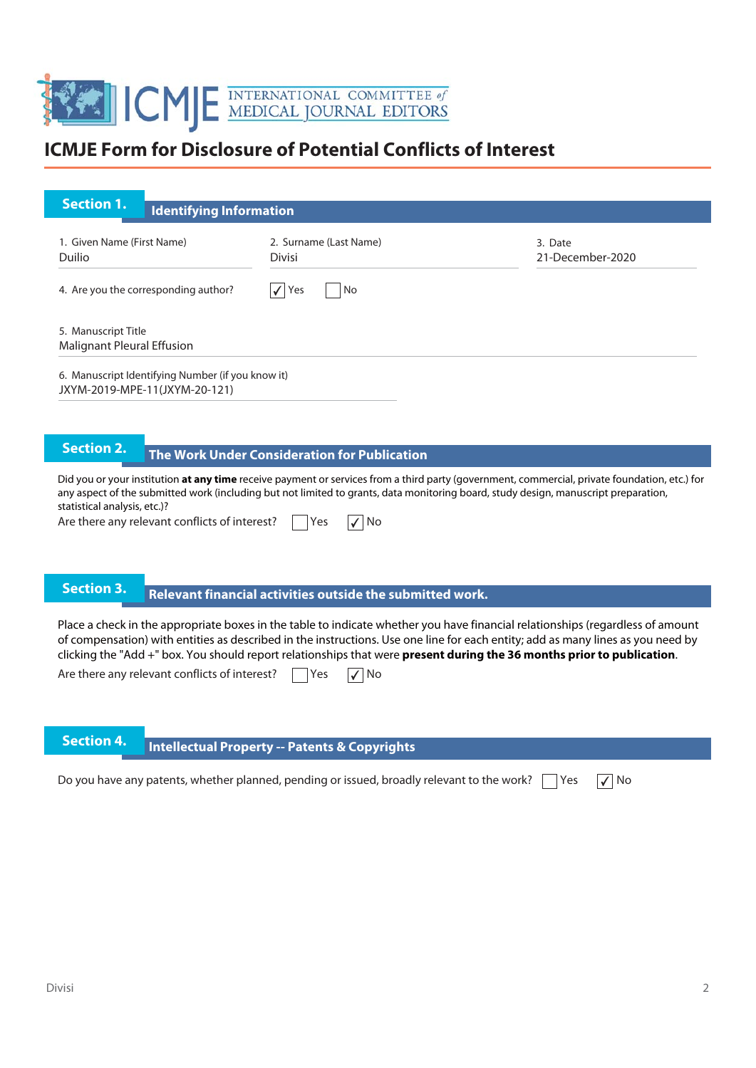# ICMJE Form for Disclosure of Potential Conflicts of Interest

## Section 1. Identifying Information

| 1. Given Name (First Name) | 2. Surname (Last Name) | 3. Date |
|---|---|---|
| Duilio | Divisi | 21-December-2020 |

4. Are you the corresponding author? ☑ Yes ☐ No

5. Manuscript Title
Malignant Pleural Effusion

6. Manuscript Identifying Number (if you know it)
JXYM-2019-MPE-11(JXYM-20-121)

## Section 2. The Work Under Consideration for Publication

Did you or your institution **at any time** receive payment or services from a third party (government, commercial, private foundation, etc.) for any aspect of the submitted work (including but not limited to grants, data monitoring board, study design, manuscript preparation, statistical analysis, etc.)?

Are there any relevant conflicts of interest? ☐ Yes ☑ No

## Section 3. Relevant financial activities outside the submitted work.

Place a check in the appropriate boxes in the table to indicate whether you have financial relationships (regardless of amount of compensation) with entities as described in the instructions. Use one line for each entity; add as many lines as you need by clicking the "Add +" box. You should report relationships that were **present during the 36 months prior to publication**.

Are there any relevant conflicts of interest? ☐ Yes ☑ No

## Section 4. Intellectual Property -- Patents & Copyrights

Do you have any patents, whether planned, pending or issued, broadly relevant to the work? ☐ Yes ☑ No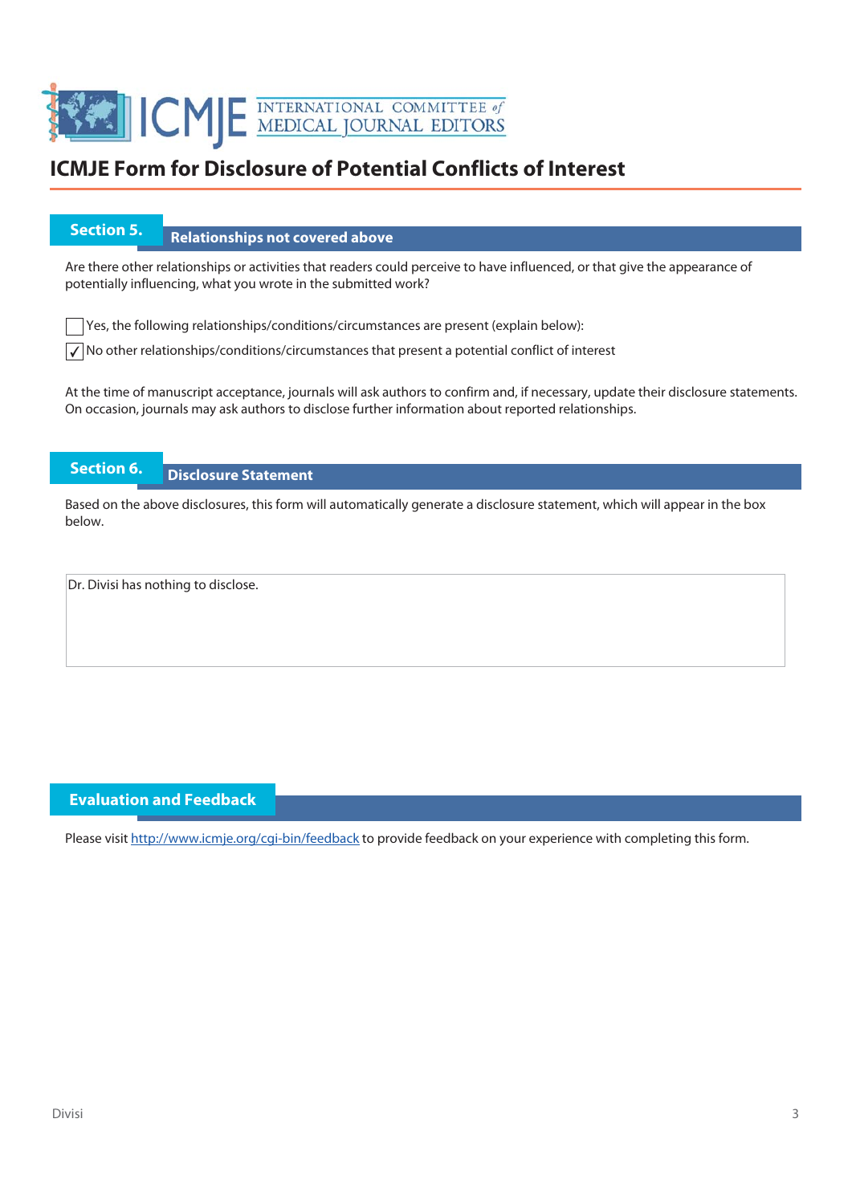# ICMJE Form for Disclosure of Potential Conflicts of Interest

## Section 5. Relationships not covered above

Are there other relationships or activities that readers could perceive to have influenced, or that give the appearance of potentially influencing, what you wrote in the submitted work?

- [ ] Yes, the following relationships/conditions/circumstances are present (explain below):
- [x] No other relationships/conditions/circumstances that present a potential conflict of interest

At the time of manuscript acceptance, journals will ask authors to confirm and, if necessary, update their disclosure statements. On occasion, journals may ask authors to disclose further information about reported relationships.

## Section 6. Disclosure Statement

Based on the above disclosures, this form will automatically generate a disclosure statement, which will appear in the box below.

Dr. Divisi has nothing to disclose.

## Evaluation and Feedback

Please visit http://www.icmje.org/cgi-bin/feedback to provide feedback on your experience with completing this form.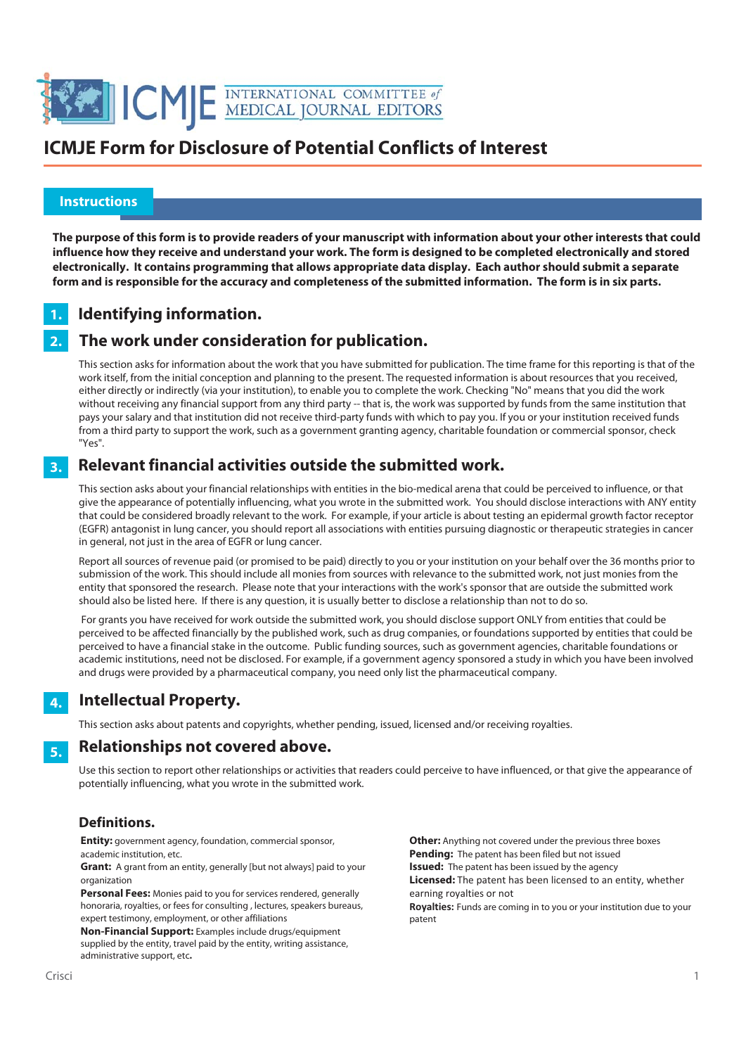# ICMJE Form for Disclosure of Potential Conflicts of Interest

## Instructions

**The purpose of this form is to provide readers of your manuscript with information about your other interests that could influence how they receive and understand your work. The form is designed to be completed electronically and stored electronically. It contains programming that allows appropriate data display. Each author should submit a separate form and is responsible for the accuracy and completeness of the submitted information. The form is in six parts.**

### 1. Identifying information.

### 2. The work under consideration for publication.

This section asks for information about the work that you have submitted for publication. The time frame for this reporting is that of the work itself, from the initial conception and planning to the present. The requested information is about resources that you received, either directly or indirectly (via your institution), to enable you to complete the work. Checking "No" means that you did the work without receiving any financial support from any third party -- that is, the work was supported by funds from the same institution that pays your salary and that institution did not receive third-party funds with which to pay you. If you or your institution received funds from a third party to support the work, such as a government granting agency, charitable foundation or commercial sponsor, check "Yes".

### 3. Relevant financial activities outside the submitted work.

This section asks about your financial relationships with entities in the bio-medical arena that could be perceived to influence, or that give the appearance of potentially influencing, what you wrote in the submitted work. You should disclose interactions with ANY entity that could be considered broadly relevant to the work. For example, if your article is about testing an epidermal growth factor receptor (EGFR) antagonist in lung cancer, you should report all associations with entities pursuing diagnostic or therapeutic strategies in cancer in general, not just in the area of EGFR or lung cancer.

Report all sources of revenue paid (or promised to be paid) directly to you or your institution on your behalf over the 36 months prior to submission of the work. This should include all monies from sources with relevance to the submitted work, not just monies from the entity that sponsored the research. Please note that your interactions with the work's sponsor that are outside the submitted work should also be listed here. If there is any question, it is usually better to disclose a relationship than not to do so.

For grants you have received for work outside the submitted work, you should disclose support ONLY from entities that could be perceived to be affected financially by the published work, such as drug companies, or foundations supported by entities that could be perceived to have a financial stake in the outcome. Public funding sources, such as government agencies, charitable foundations or academic institutions, need not be disclosed. For example, if a government agency sponsored a study in which you have been involved and drugs were provided by a pharmaceutical company, you need only list the pharmaceutical company.

### 4. Intellectual Property.

This section asks about patents and copyrights, whether pending, issued, licensed and/or receiving royalties.

### 5. Relationships not covered above.

Use this section to report other relationships or activities that readers could perceive to have influenced, or that give the appearance of potentially influencing, what you wrote in the submitted work.

### Definitions.

**Entity:** government agency, foundation, commercial sponsor, academic institution, etc.
**Grant:** A grant from an entity, generally [but not always] paid to your organization
**Personal Fees:** Monies paid to you for services rendered, generally honoraria, royalties, or fees for consulting , lectures, speakers bureaus, expert testimony, employment, or other affiliations
**Non-Financial Support:** Examples include drugs/equipment supplied by the entity, travel paid by the entity, writing assistance, administrative support, etc**.**
**Other:** Anything not covered under the previous three boxes
**Pending:** The patent has been filed but not issued
**Issued:** The patent has been issued by the agency
**Licensed:** The patent has been licensed to an entity, whether earning royalties or not
**Royalties:** Funds are coming in to you or your institution due to your patent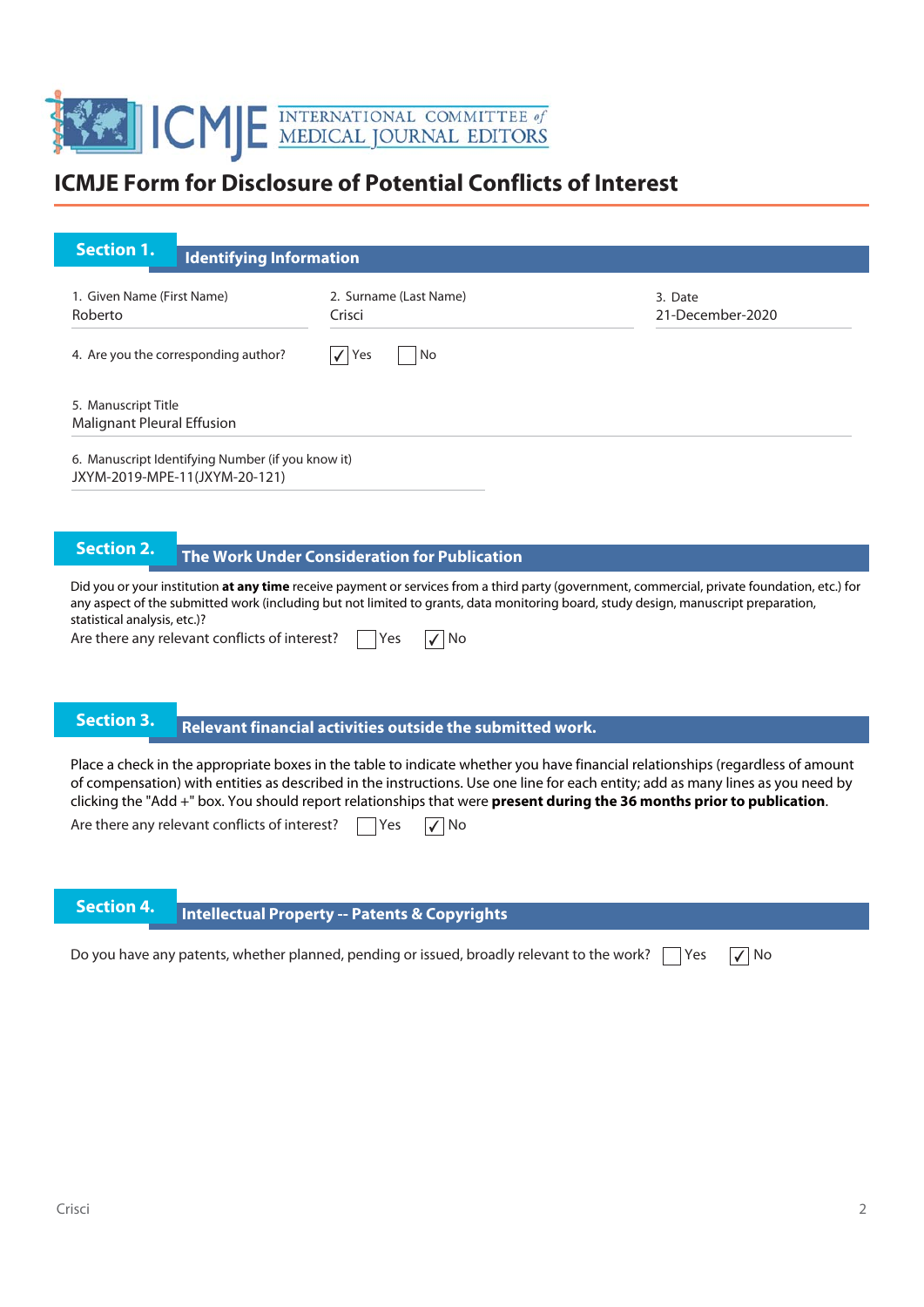# ICMJE Form for Disclosure of Potential Conflicts of Interest

## Section 1. Identifying Information

| 1. Given Name (First Name) | 2. Surname (Last Name) | 3. Date |
|---|---|---|
| Roberto | Crisci | 21-December-2020 |

4. Are you the corresponding author? ☑ Yes ☐ No

5. Manuscript Title
Malignant Pleural Effusion

6. Manuscript Identifying Number (if you know it)
JXYM-2019-MPE-11(JXYM-20-121)

## Section 2. The Work Under Consideration for Publication

Did you or your institution **at any time** receive payment or services from a third party (government, commercial, private foundation, etc.) for any aspect of the submitted work (including but not limited to grants, data monitoring board, study design, manuscript preparation, statistical analysis, etc.)?

Are there any relevant conflicts of interest? ☐ Yes ☑ No

## Section 3. Relevant financial activities outside the submitted work.

Place a check in the appropriate boxes in the table to indicate whether you have financial relationships (regardless of amount of compensation) with entities as described in the instructions. Use one line for each entity; add as many lines as you need by clicking the "Add +" box. You should report relationships that were **present during the 36 months prior to publication**.

Are there any relevant conflicts of interest? ☐ Yes ☑ No

## Section 4. Intellectual Property -- Patents & Copyrights

Do you have any patents, whether planned, pending or issued, broadly relevant to the work? ☐ Yes ☑ No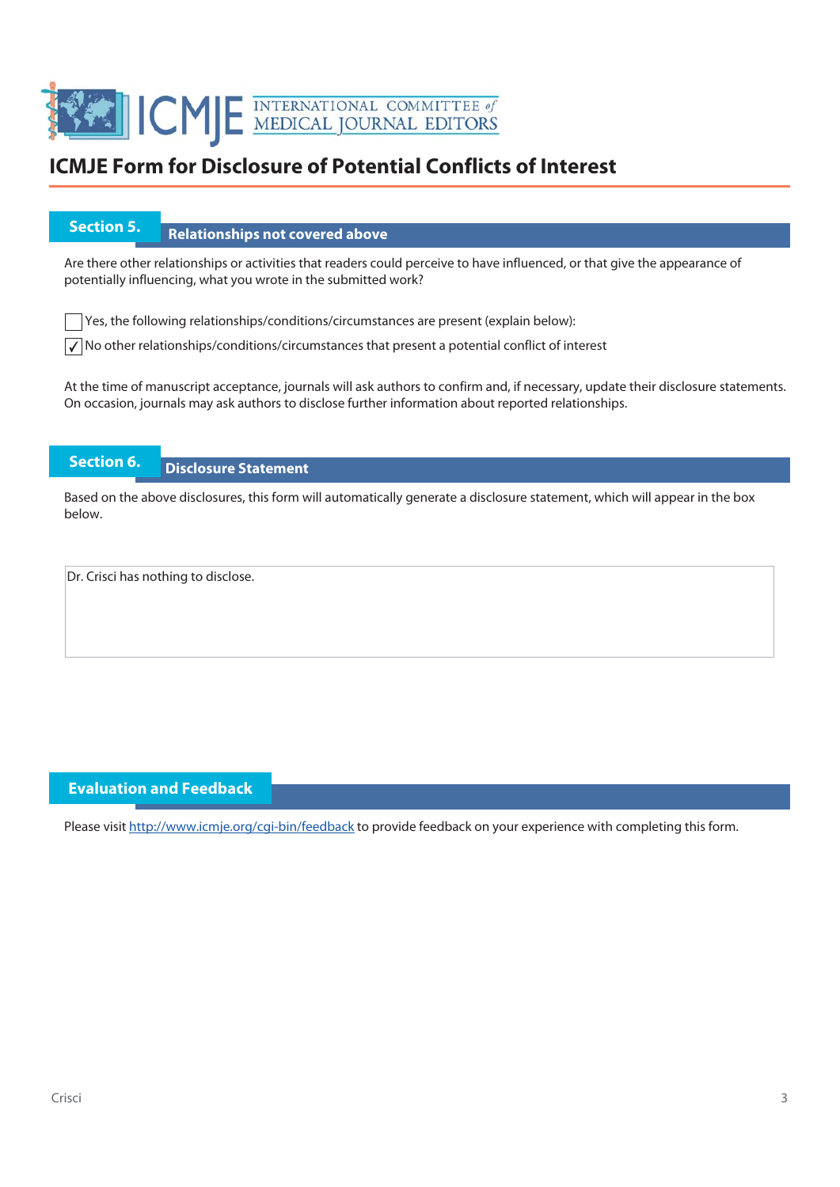# ICMJE Form for Disclosure of Potential Conflicts of Interest

## Section 5. Relationships not covered above

Are there other relationships or activities that readers could perceive to have influenced, or that give the appearance of potentially influencing, what you wrote in the submitted work?

- [ ] Yes, the following relationships/conditions/circumstances are present (explain below):
- [x] No other relationships/conditions/circumstances that present a potential conflict of interest

At the time of manuscript acceptance, journals will ask authors to confirm and, if necessary, update their disclosure statements. On occasion, journals may ask authors to disclose further information about reported relationships.

## Section 6. Disclosure Statement

Based on the above disclosures, this form will automatically generate a disclosure statement, which will appear in the box below.

Dr. Crisci has nothing to disclose.

## Evaluation and Feedback

Please visit http://www.icmje.org/cgi-bin/feedback to provide feedback on your experience with completing this form.